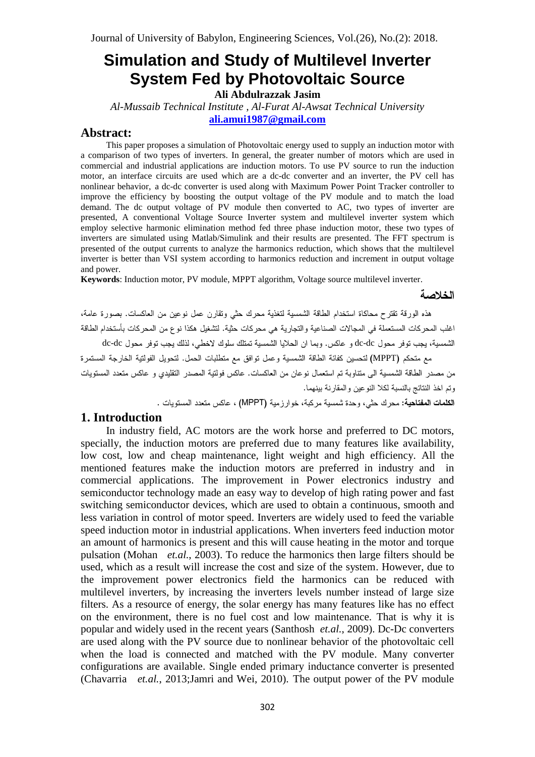# Simulation and Study of Multilevel Inverter System Fed by Photovoltaic Source

**Ali Abdulrazzak Jasim**

*Al-Mussaib Technical Institute , Al-Furat Al-Awsat Technical University*

**ali.amui1987@gmail.com**

## Abstract:

This paper proposes a simulation of Photovoltaic energy used to supply an induction motor with a comparison of two types of inverters. In general, the greater number of motors which are used in commercial and industrial applications are induction motors. To use PV source to run the induction motor, an interface circuits are used which are a dc-dc converter and an inverter, the PV cell has nonlinear behavior, a dc-dc converter is used along with Maximum Power Point Tracker controller to improve the efficiency by boosting the output voltage of the PV module and to match the load demand. The dc output voltage of PV module then converted to AC, two types of inverter are presented, A conventional Voltage Source Inverter system and multilevel inverter system which employ selective harmonic elimination method fed three phase induction motor, these two types of inverters are simulated using Matlab/Simulink and their results are presented. The FFT spectrum is presented of the output currents to analyze the harmonics reduction, which shows that the multilevel inverter is better than VSI system according to harmonics reduction and increment in output voltage and power.

**Keywords**: Induction motor, PV module, MPPT algorithm, Voltage source multilevel inverter.

## الخلاصة

هذه الورقة تقترح محاكاة استخدام الطاقة الشمسية لتغذية محرك حثي وتقارن عمل نوعين من العاكسات. بصورة عامة، اغلب المحركات المستعملة في المجالات الصناعية والتجارية هي محركات حثية. لتشغيل هكذا نوع من المحركات بأستخدام الطاقة الشمسية، يجب توفر محول dc-dc و عاكس. وبما ان الحلايا الشمسية تمتلك سلوك لاخطي، لذلك يجب توفر محول dc-dc مع متحكم (MPPT) لتحسين كفائة الطاقة الشمسية وعمل توافق مع متطلبات الحمل. لتحويل الفولتية الخارجة المستمرة من مصدر الطاقة الشمسية الى متناوبة تم استعمال نوعان من العاكسات. عاكس فولتية المصدر التقليدي و عاكس متعدد المستويات وتم اخذ النتائج بالنسبة لكلا النوعين والمقارنة بينهما.

**الكلمات المفتاحية:** محرك حثي، وحدة شمسية مركبة، خوارزمية (MPPT) ، عاكس متعدد المستويات .

## 1. Introduction

In industry field, AC motors are the work horse and preferred to DC motors, specially, the induction motors are preferred due to many features like availability, low cost, low and cheap maintenance, light weight and high efficiency. All the mentioned features make the induction motors are preferred in industry and in commercial applications. The improvement in Power electronics industry and semiconductor technology made an easy way to develop of high rating power and fast switching semiconductor devices, which are used to obtain a continuous, smooth and less variation in control of motor speed. Inverters are widely used to feed the variable speed induction motor in industrial applications. When inverters feed induction motor an amount of harmonics is present and this will cause heating in the motor and torque pulsation (Mohan *et.al.*, 2003). To reduce the harmonics then large filters should be used, which as a result will increase the cost and size of the system. However, due to the improvement power electronics field the harmonics can be reduced with multilevel inverters, by increasing the inverters levels number instead of large size filters. As a resource of energy, the solar energy has many features like has no effect on the environment, there is no fuel cost and low maintenance. That is why it is popular and widely used in the recent years (Santhosh *et.al.*, 2009). Dc-Dc converters are used along with the PV source due to nonlinear behavior of the photovoltaic cell when the load is connected and matched with the PV module. Many converter configurations are available. Single ended primary inductance converter is presented (Chavarria *et.al.*, 2013;Jamri and Wei, 2010). The output power of the PV module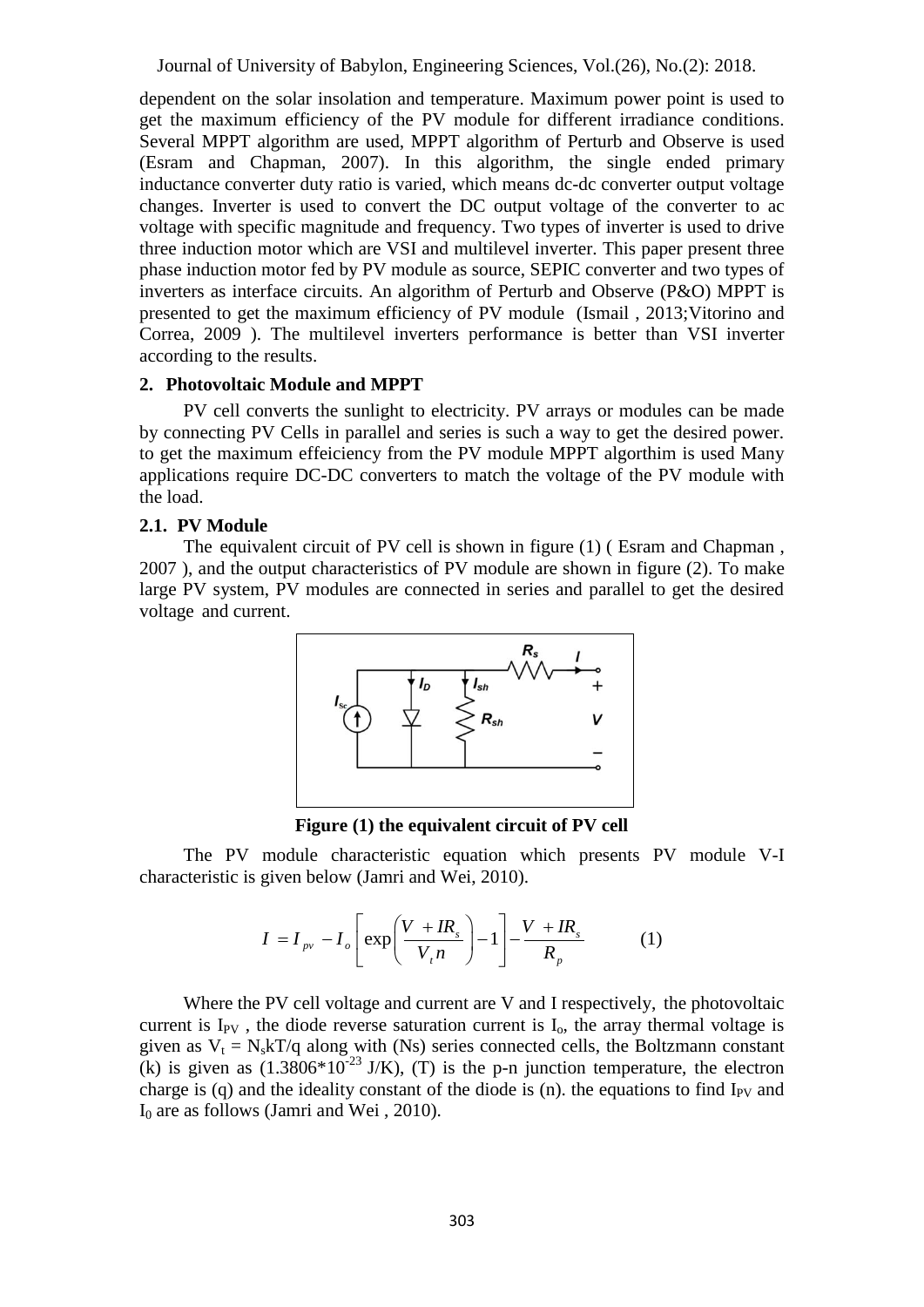dependent on the solar insolation and temperature. Maximum power point is used to get the maximum efficiency of the PV module for different irradiance conditions. Several MPPT algorithm are used, MPPT algorithm of Perturb and Observe is used (Esram and Chapman, 2007). In this algorithm, the single ended primary inductance converter duty ratio is varied, which means dc-dc converter output voltage changes. Inverter is used to convert the DC output voltage of the converter to ac voltage with specific magnitude and frequency. Two types of inverter is used to drive three induction motor which are VSI and multilevel inverter. This paper present three phase induction motor fed by PV module as source, SEPIC converter and two types of inverters as interface circuits. An algorithm of Perturb and Observe (P&O) MPPT is presented to get the maximum efficiency of PV module (Ismail , 2013;Vitorino and Correa, 2009 ). The multilevel inverters performance is better than VSI inverter according to the results.

## 2. Photovoltaic Module and MPPT

PV cell converts the sunlight to electricity. PV arrays or modules can be made by connecting PV Cells in parallel and series is such a way to get the desired power. to get the maximum effeiciency from the PV module MPPT algorthim is used Many applications require DC-DC converters to match the voltage of the PV module with the load.

### 2.1. PV Module

The equivalent circuit of PV cell is shown in figure (1) ( Esram and Chapman , 2007 ), and the output characteristics of PV module are shown in figure (2). To make large PV system, PV modules are connected in series and parallel to get the desired voltage and current.

**Figure (1) the equivalent circuit of PV cell**

The PV module characteristic equation which presents PV module V-I characteristic is given below (Jamri and Wei, 2010).

$$I = I_{pv} - I_o \left[ \exp\left( \frac{V + IR_s}{V_t n} \right) - 1 \right] - \frac{V + IR_s}{R_p} \qquad (1)$$

Where the PV cell voltage and current are V and I respectively, the photovoltaic current is $I_{PV}$ , the diode reverse saturation current is $I_o$, the array thermal voltage is given as $V_t = N_s kT/q$ along with (Ns) series connected cells, the Boltzmann constant (k) is given as ($1.3806*10^{-23}$ J/K), (T) is the p-n junction temperature, the electron charge is (q) and the ideality constant of the diode is (n). the equations to find $I_{PV}$ and $I_0$ are as follows (Jamri and Wei , 2010).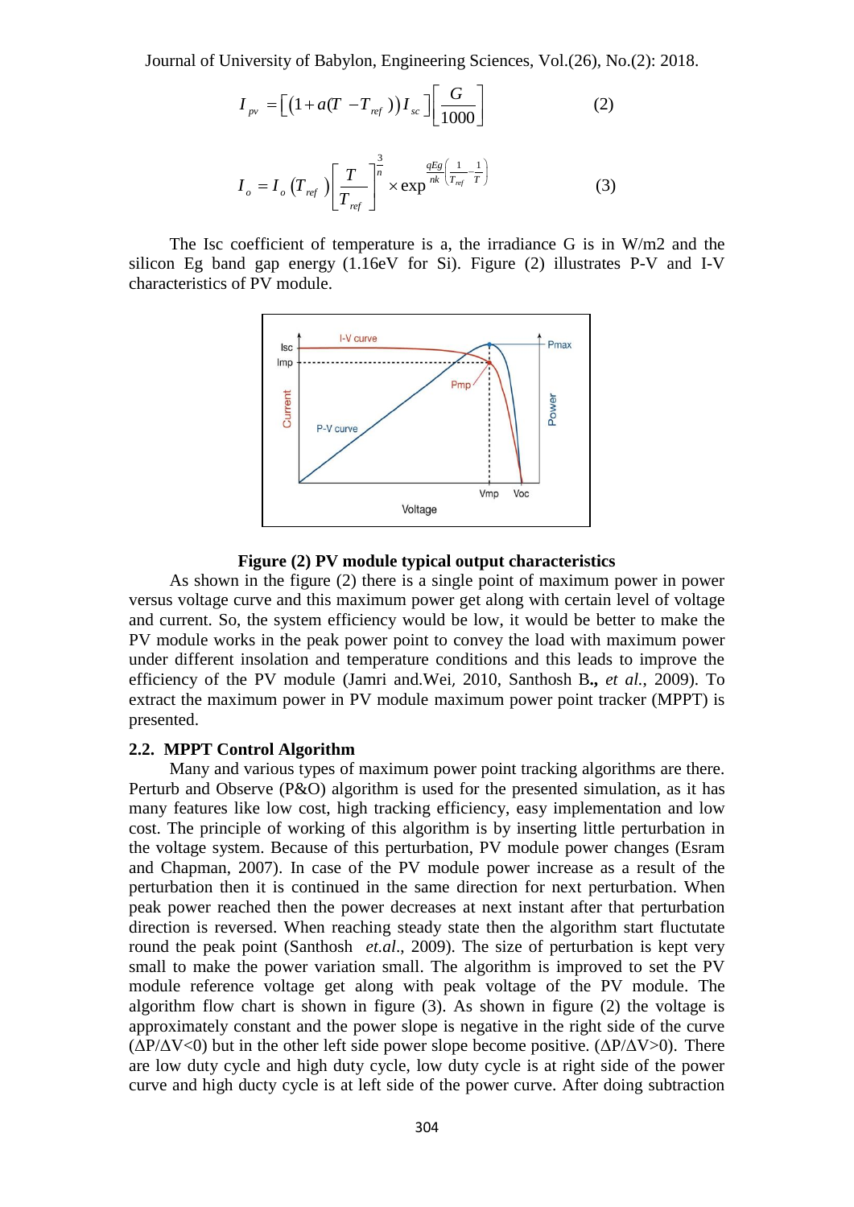$$I_{pv} = \left[ \left(1 + a(T - T_{ref})\right) I_{sc} \right] \left[ \frac{G}{1000} \right] \qquad (2)$$

$$I_o = I_o\left(T_{ref}\right) \left[ \frac{T}{T_{ref}} \right]^{\frac{3}{n}} \times \exp^{\frac{qEg}{nk}\left(\frac{1}{T_{ref}} - \frac{1}{T}\right)} \qquad (3)$$

The Isc coefficient of temperature is a, the irradiance G is in W/m2 and the silicon Eg band gap energy (1.16eV for Si). Figure (2) illustrates P-V and I-V characteristics of PV module.

**Figure (2) PV module typical output characteristics**

As shown in the figure (2) there is a single point of maximum power in power versus voltage curve and this maximum power get along with certain level of voltage and current. So, the system efficiency would be low, it would be better to make the PV module works in the peak power point to convey the load with maximum power under different insolation and temperature conditions and this leads to improve the efficiency of the PV module (Jamri and.Wei*,* 2010, Santhosh B**.,** *et al.*, 2009). To extract the maximum power in PV module maximum power point tracker (MPPT) is presented.

## 2.2. MPPT Control Algorithm

Many and various types of maximum power point tracking algorithms are there. Perturb and Observe (P&O) algorithm is used for the presented simulation, as it has many features like low cost, high tracking efficiency, easy implementation and low cost. The principle of working of this algorithm is by inserting little perturbation in the voltage system. Because of this perturbation, PV module power changes (Esram and Chapman, 2007). In case of the PV module power increase as a result of the perturbation then it is continued in the same direction for next perturbation. When peak power reached then the power decreases at next instant after that perturbation direction is reversed. When reaching steady state then the algorithm start fluctutate round the peak point (Santhosh *et.al.*, 2009). The size of perturbation is kept very small to make the power variation small. The algorithm is improved to set the PV module reference voltage get along with peak voltage of the PV module. The algorithm flow chart is shown in figure (3). As shown in figure (2) the voltage is approximately constant and the power slope is negative in the right side of the curve ($\Delta P/\Delta V<0$) but in the other left side power slope become positive. ($\Delta P/\Delta V>0$). There are low duty cycle and high duty cycle, low duty cycle is at right side of the power curve and high ducty cycle is at left side of the power curve. After doing subtraction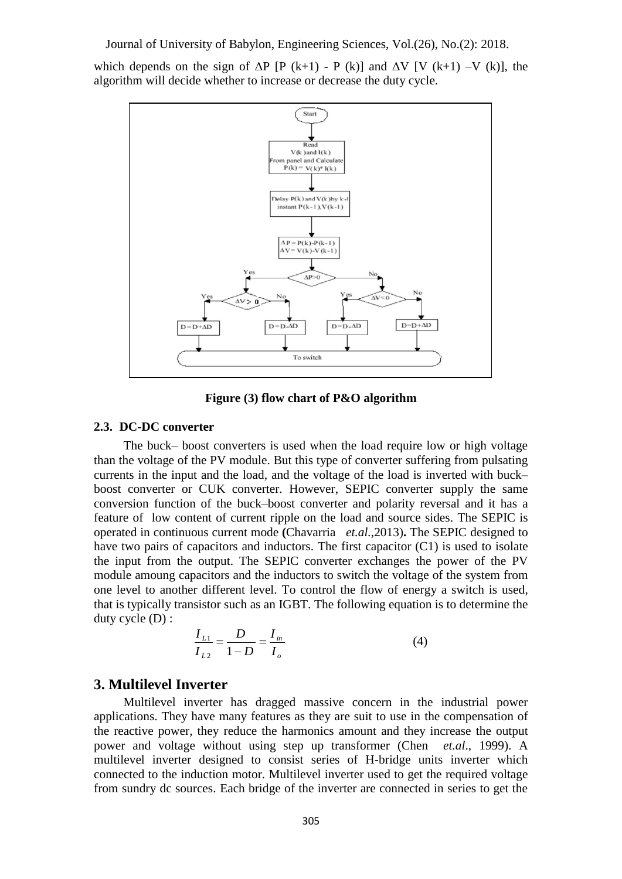which depends on the sign of ΔP [P (k+1) - P (k)] and ΔV [V (k+1) –V (k)], the algorithm will decide whether to increase or decrease the duty cycle.

**Figure (3) flow chart of P&O algorithm**

### 2.3. DC-DC converter

The buck– boost converters is used when the load require low or high voltage than the voltage of the PV module. But this type of converter suffering from pulsating currents in the input and the load, and the voltage of the load is inverted with buck–boost converter or CUK converter. However, SEPIC converter supply the same conversion function of the buck–boost converter and polarity reversal and it has a feature of low content of current ripple on the load and source sides. The SEPIC is operated in continuous current mode **(**Chavarria *et.al.*,2013)**.** The SEPIC designed to have two pairs of capacitors and inductors. The first capacitor (C1) is used to isolate the input from the output. The SEPIC converter exchanges the power of the PV module amoung capacitors and the inductors to switch the voltage of the system from one level to another different level. To control the flow of energy a switch is used, that is typically transistor such as an IGBT. The following equation is to determine the duty cycle (D) :

$$\frac{I_{L1}}{I_{L2}} = \frac{D}{1-D} = \frac{I_{in}}{I_o} \tag{4}$$

## 3. Multilevel Inverter

Multilevel inverter has dragged massive concern in the industrial power applications. They have many features as they are suit to use in the compensation of the reactive power, they reduce the harmonics amount and they increase the output power and voltage without using step up transformer (Chen *et.al*., 1999). A multilevel inverter designed to consist series of H-bridge units inverter which connected to the induction motor. Multilevel inverter used to get the required voltage from sundry dc sources. Each bridge of the inverter are connected in series to get the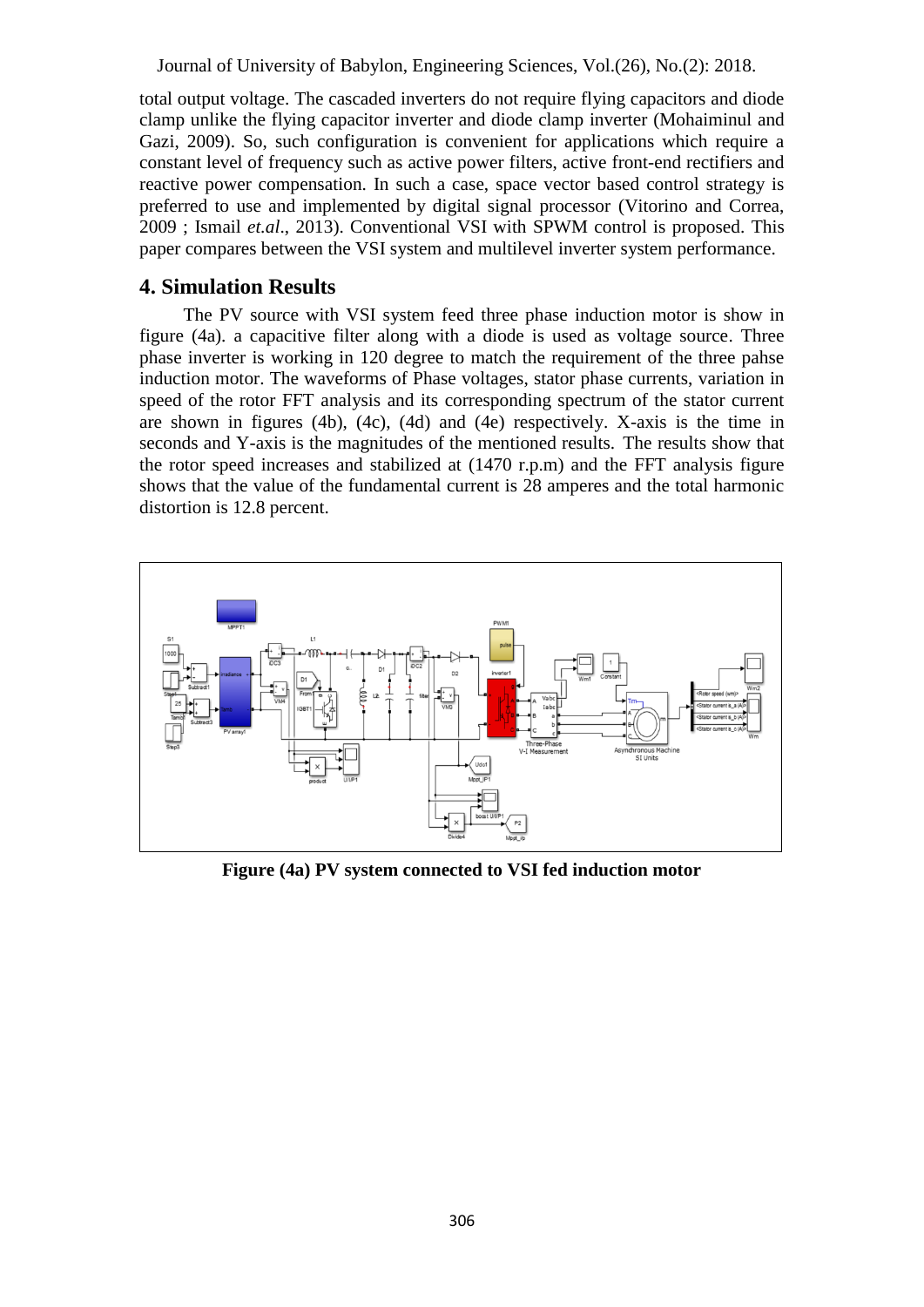total output voltage. The cascaded inverters do not require flying capacitors and diode clamp unlike the flying capacitor inverter and diode clamp inverter (Mohaiminul and Gazi, 2009). So, such configuration is convenient for applications which require a constant level of frequency such as active power filters, active front-end rectifiers and reactive power compensation. In such a case, space vector based control strategy is preferred to use and implemented by digital signal processor (Vitorino and Correa, 2009 ; Ismail *et.al*., 2013). Conventional VSI with SPWM control is proposed. This paper compares between the VSI system and multilevel inverter system performance.

## 4. Simulation Results

The PV source with VSI system feed three phase induction motor is show in figure (4a). a capacitive filter along with a diode is used as voltage source. Three phase inverter is working in 120 degree to match the requirement of the three pahse induction motor. The waveforms of Phase voltages, stator phase currents, variation in speed of the rotor FFT analysis and its corresponding spectrum of the stator current are shown in figures (4b), (4c), (4d) and (4e) respectively. X-axis is the time in seconds and Y-axis is the magnitudes of the mentioned results. The results show that the rotor speed increases and stabilized at (1470 r.p.m) and the FFT analysis figure shows that the value of the fundamental current is 28 amperes and the total harmonic distortion is 12.8 percent.

**Figure (4a) PV system connected to VSI fed induction motor**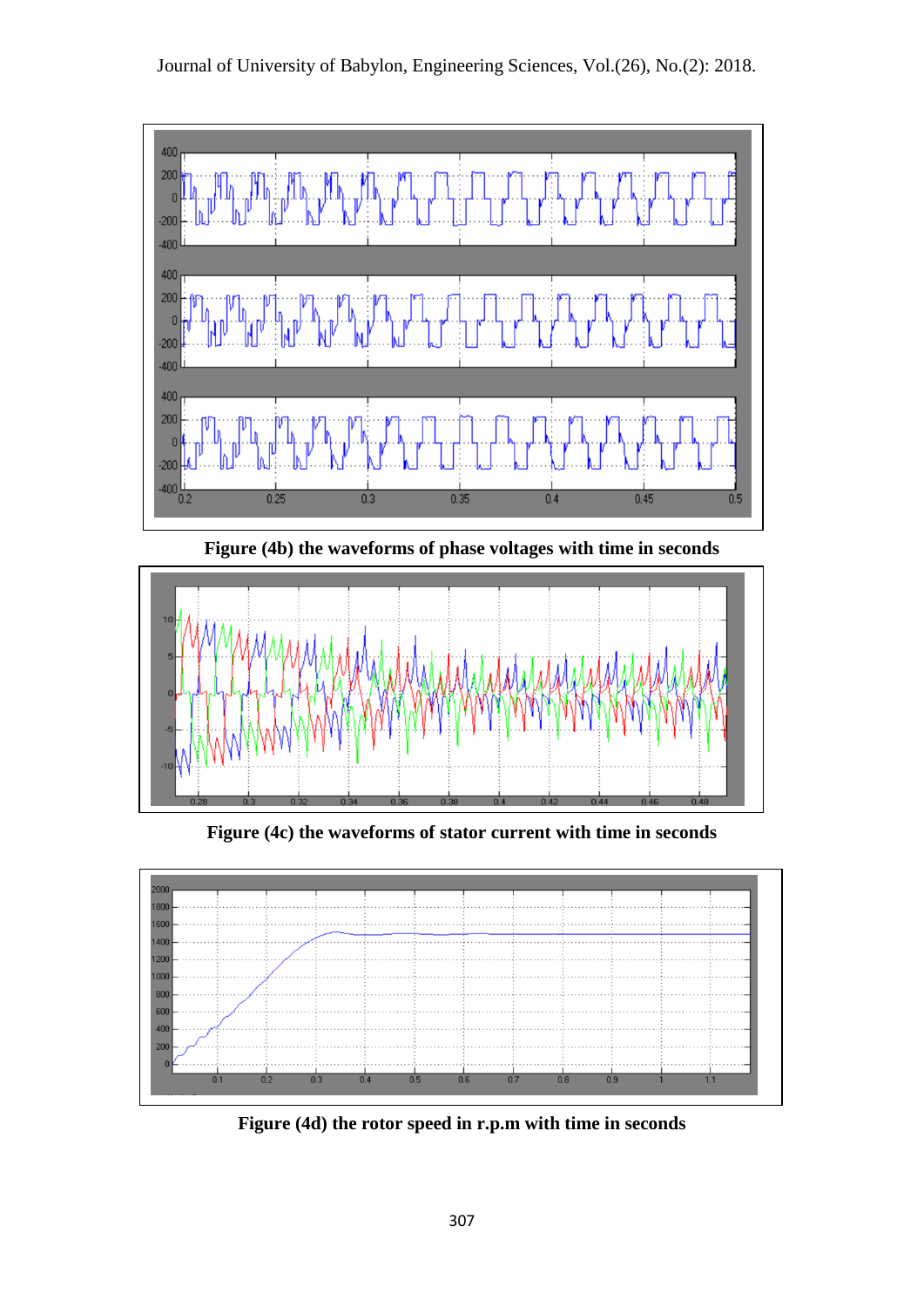Figure (4b) the waveforms of phase voltages with time in seconds

Figure (4c) the waveforms of stator current with time in seconds

Figure (4d) the rotor speed in r.p.m with time in seconds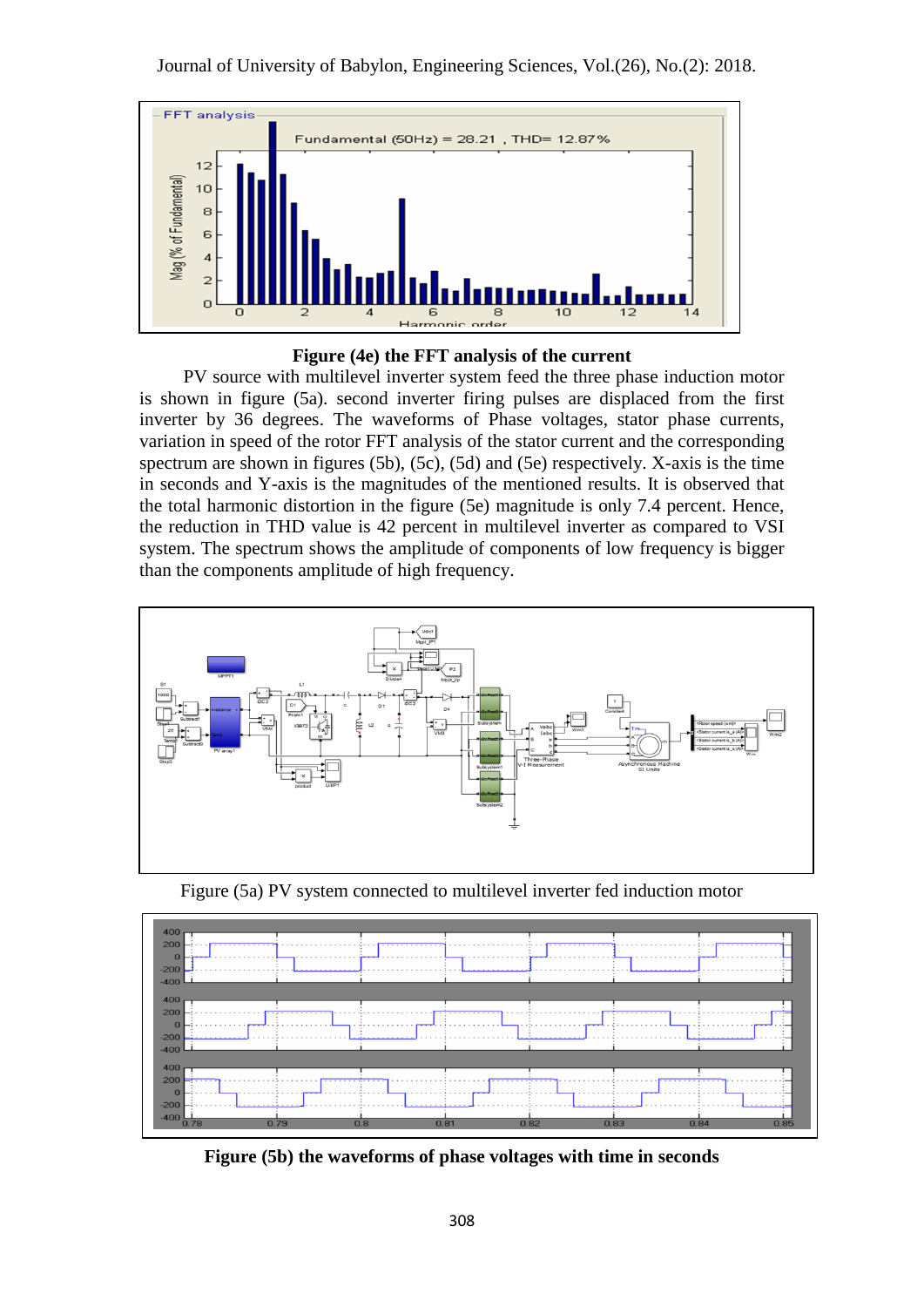**Figure (4e) the FFT analysis of the current**

PV source with multilevel inverter system feed the three phase induction motor is shown in figure (5a). second inverter firing pulses are displaced from the first inverter by 36 degrees. The waveforms of Phase voltages, stator phase currents, variation in speed of the rotor FFT analysis of the stator current and the corresponding spectrum are shown in figures (5b), (5c), (5d) and (5e) respectively. X-axis is the time in seconds and Y-axis is the magnitudes of the mentioned results. It is observed that the total harmonic distortion in the figure (5e) magnitude is only 7.4 percent. Hence, the reduction in THD value is 42 percent in multilevel inverter as compared to VSI system. The spectrum shows the amplitude of components of low frequency is bigger than the components amplitude of high frequency.

Figure (5a) PV system connected to multilevel inverter fed induction motor

**Figure (5b) the waveforms of phase voltages with time in seconds**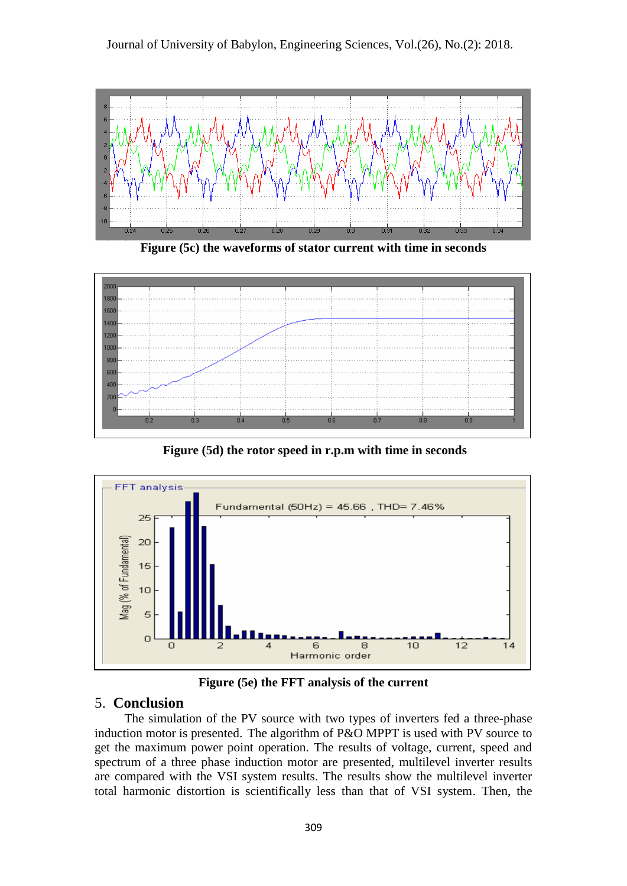Figure (5c) the waveforms of stator current with time in seconds

Figure (5d) the rotor speed in r.p.m with time in seconds

Figure (5e) the FFT analysis of the current

## 5. Conclusion

The simulation of the PV source with two types of inverters fed a three-phase induction motor is presented. The algorithm of P&O MPPT is used with PV source to get the maximum power point operation. The results of voltage, current, speed and spectrum of a three phase induction motor are presented, multilevel inverter results are compared with the VSI system results. The results show the multilevel inverter total harmonic distortion is scientifically less than that of VSI system. Then, the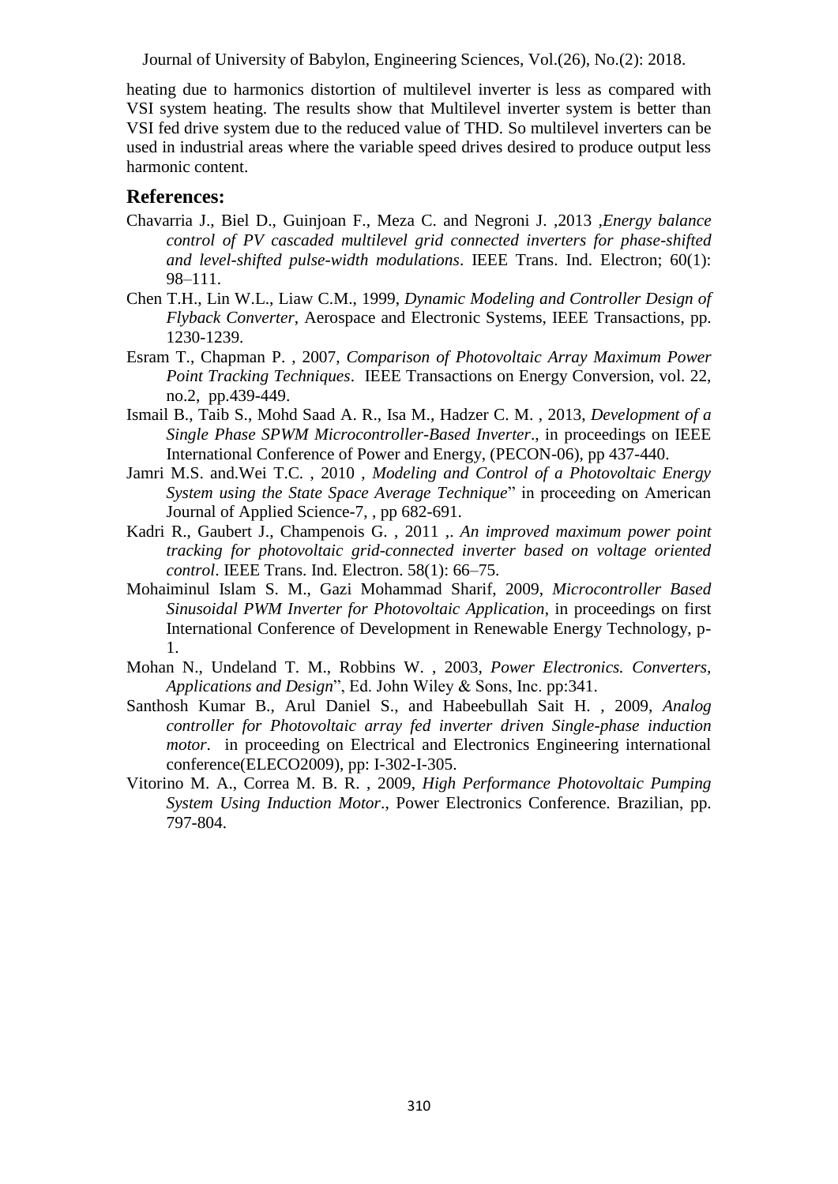heating due to harmonics distortion of multilevel inverter is less as compared with VSI system heating. The results show that Multilevel inverter system is better than VSI fed drive system due to the reduced value of THD. So multilevel inverters can be used in industrial areas where the variable speed drives desired to produce output less harmonic content.

## References:

Chavarria J., Biel D., Guinjoan F., Meza C. and Negroni J. ,2013 ,*Energy balance control of PV cascaded multilevel grid connected inverters for phase-shifted and level-shifted pulse-width modulations*. IEEE Trans. Ind. Electron; 60(1): 98–111.

Chen T.H., Lin W.L., Liaw C.M., 1999, *Dynamic Modeling and Controller Design of Flyback Converter*, Aerospace and Electronic Systems, IEEE Transactions, pp. 1230-1239.

Esram T., Chapman P. , 2007, *Comparison of Photovoltaic Array Maximum Power Point Tracking Techniques*. IEEE Transactions on Energy Conversion, vol. 22, no.2, pp.439-449.

Ismail B., Taib S., Mohd Saad A. R., Isa M., Hadzer C. M. , 2013, *Development of a Single Phase SPWM Microcontroller-Based Inverter*., in proceedings on IEEE International Conference of Power and Energy, (PECON-06), pp 437-440.

Jamri M.S. and.Wei T.C. , 2010 , *Modeling and Control of a Photovoltaic Energy System using the State Space Average Technique*" in proceeding on American Journal of Applied Science-7, , pp 682-691.

Kadri R., Gaubert J., Champenois G. , 2011 ,. *An improved maximum power point tracking for photovoltaic grid-connected inverter based on voltage oriented control*. IEEE Trans. Ind. Electron. 58(1): 66–75.

Mohaiminul Islam S. M., Gazi Mohammad Sharif, 2009, *Microcontroller Based Sinusoidal PWM Inverter for Photovoltaic Application*, in proceedings on first International Conference of Development in Renewable Energy Technology, p-1.

Mohan N., Undeland T. M., Robbins W. , 2003, *Power Electronics. Converters, Applications and Design*", Ed. John Wiley & Sons, Inc. pp:341.

Santhosh Kumar B., Arul Daniel S., and Habeebullah Sait H. , 2009, *Analog controller for Photovoltaic array fed inverter driven Single-phase induction motor*. in proceeding on Electrical and Electronics Engineering international conference(ELECO2009), pp: I-302-I-305.

Vitorino M. A., Correa M. B. R. , 2009, *High Performance Photovoltaic Pumping System Using Induction Motor*., Power Electronics Conference. Brazilian, pp. 797-804.